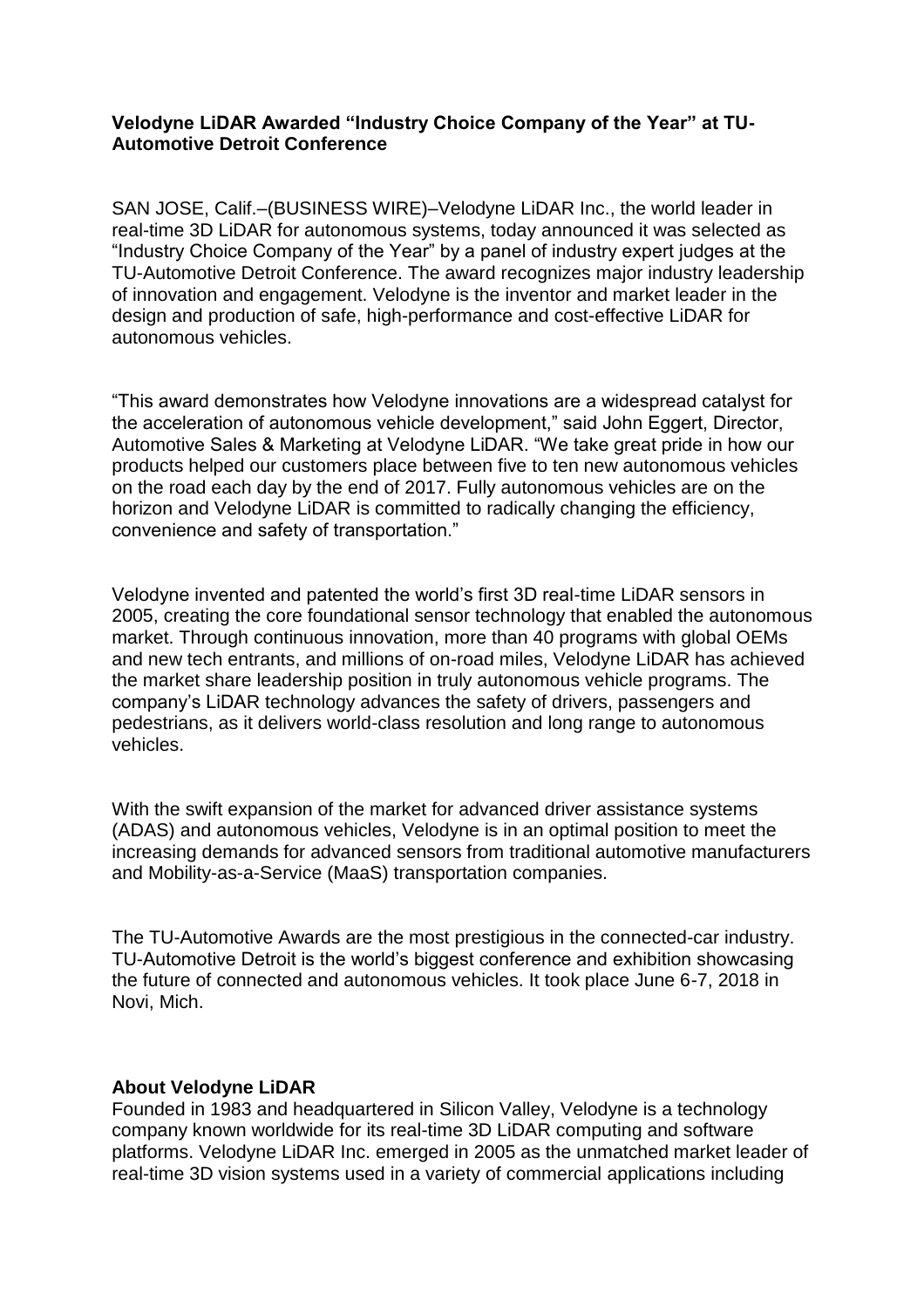**Velodyne LiDAR Awarded “Industry Choice Company of the Year” at TU-Automotive Detroit Conference**

SAN JOSE, Calif.–(BUSINESS WIRE)–Velodyne LiDAR Inc., the world leader in real-time 3D LiDAR for autonomous systems, today announced it was selected as “Industry Choice Company of the Year” by a panel of industry expert judges at the TU-Automotive Detroit Conference. The award recognizes major industry leadership of innovation and engagement. Velodyne is the inventor and market leader in the design and production of safe, high-performance and cost-effective LiDAR for autonomous vehicles.

“This award demonstrates how Velodyne innovations are a widespread catalyst for the acceleration of autonomous vehicle development,” said John Eggert, Director, Automotive Sales & Marketing at Velodyne LiDAR. “We take great pride in how our products helped our customers place between five to ten new autonomous vehicles on the road each day by the end of 2017. Fully autonomous vehicles are on the horizon and Velodyne LiDAR is committed to radically changing the efficiency, convenience and safety of transportation.”

Velodyne invented and patented the world’s first 3D real-time LiDAR sensors in 2005, creating the core foundational sensor technology that enabled the autonomous market. Through continuous innovation, more than 40 programs with global OEMs and new tech entrants, and millions of on-road miles, Velodyne LiDAR has achieved the market share leadership position in truly autonomous vehicle programs. The company’s LiDAR technology advances the safety of drivers, passengers and pedestrians, as it delivers world-class resolution and long range to autonomous vehicles.

With the swift expansion of the market for advanced driver assistance systems (ADAS) and autonomous vehicles, Velodyne is in an optimal position to meet the increasing demands for advanced sensors from traditional automotive manufacturers and Mobility-as-a-Service (MaaS) transportation companies.

The TU-Automotive Awards are the most prestigious in the connected-car industry. TU-Automotive Detroit is the world’s biggest conference and exhibition showcasing the future of connected and autonomous vehicles. It took place June 6-7, 2018 in Novi, Mich.

**About Velodyne LiDAR**

Founded in 1983 and headquartered in Silicon Valley, Velodyne is a technology company known worldwide for its real-time 3D LiDAR computing and software platforms. Velodyne LiDAR Inc. emerged in 2005 as the unmatched market leader of real-time 3D vision systems used in a variety of commercial applications including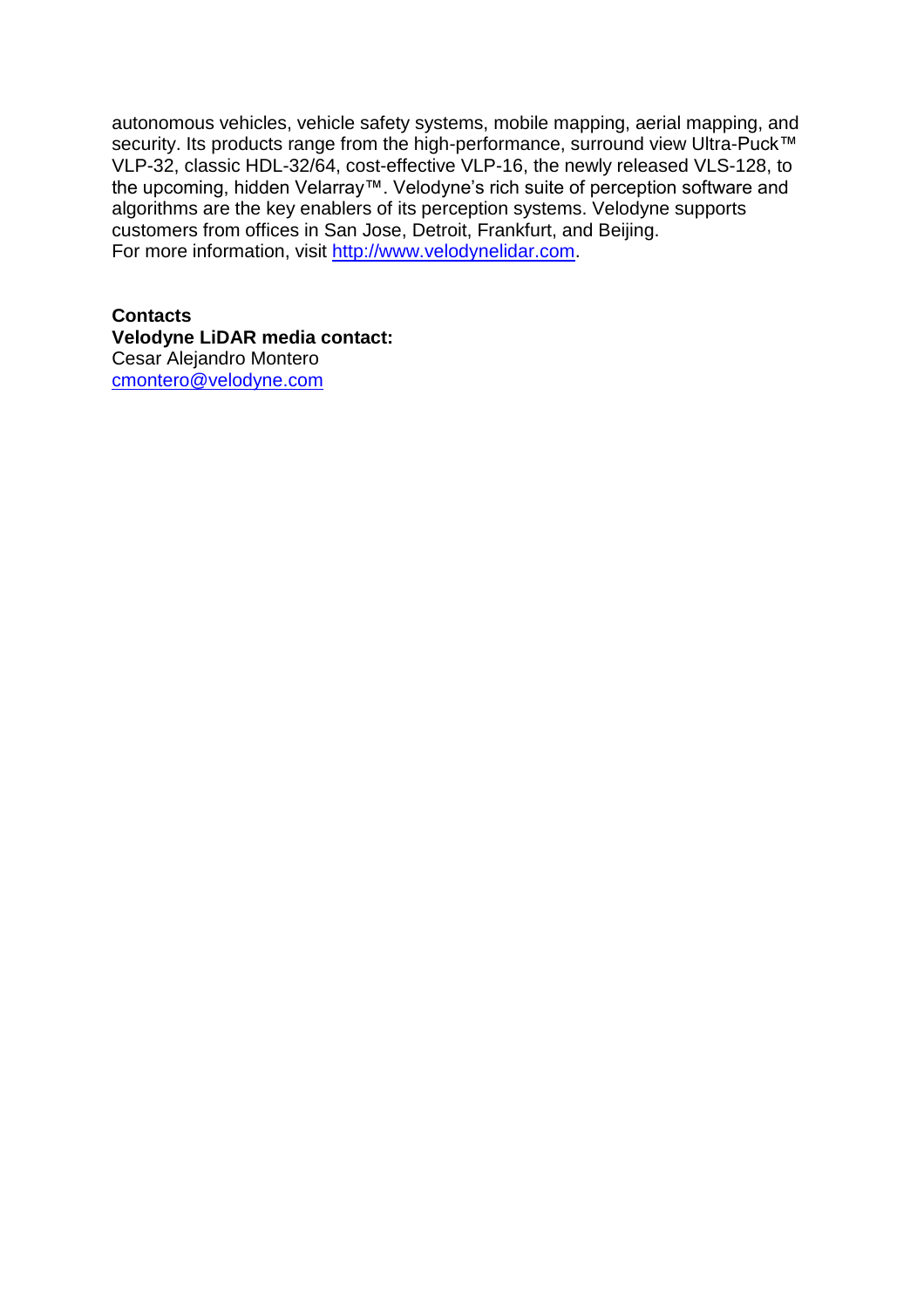autonomous vehicles, vehicle safety systems, mobile mapping, aerial mapping, and security. Its products range from the high-performance, surround view Ultra-Puck™ VLP-32, classic HDL-32/64, cost-effective VLP-16, the newly released VLS-128, to the upcoming, hidden Velarray™. Velodyne's rich suite of perception software and algorithms are the key enablers of its perception systems. Velodyne supports customers from offices in San Jose, Detroit, Frankfurt, and Beijing.
For more information, visit [http://www.velodynelidar.com](http://www.velodynelidar.com).

**Contacts**
**Velodyne LiDAR media contact:**
Cesar Alejandro Montero
[cmontero@velodyne.com](mailto:cmontero@velodyne.com)